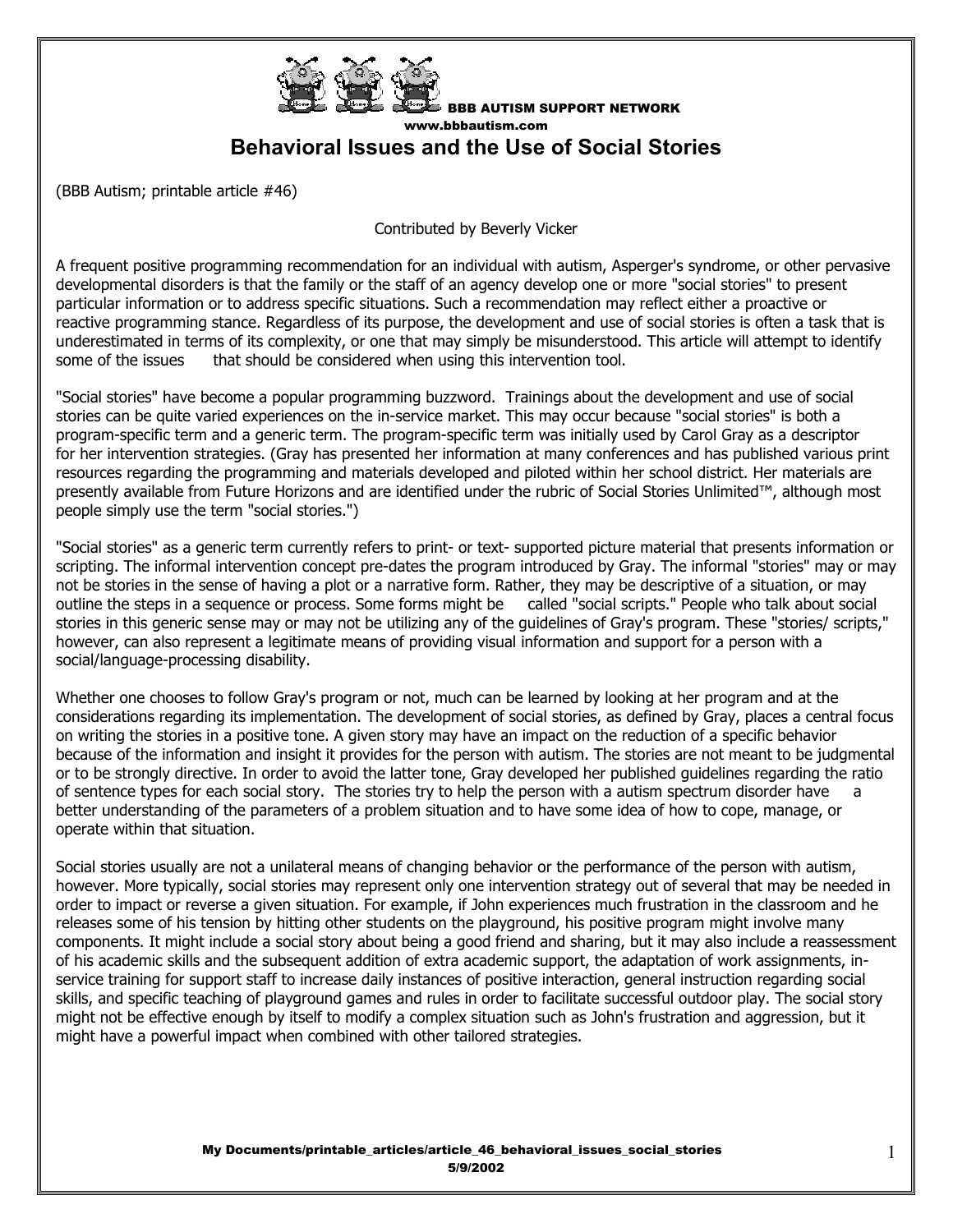BBB AUTISM SUPPORT NETWORK
www.bbbautism.com

# Behavioral Issues and the Use of Social Stories

(BBB Autism; printable article #46)

Contributed by Beverly Vicker

A frequent positive programming recommendation for an individual with autism, Asperger's syndrome, or other pervasive developmental disorders is that the family or the staff of an agency develop one or more "social stories" to present particular information or to address specific situations. Such a recommendation may reflect either a proactive or reactive programming stance. Regardless of its purpose, the development and use of social stories is often a task that is underestimated in terms of its complexity, or one that may simply be misunderstood. This article will attempt to identify some of the issues that should be considered when using this intervention tool.

"Social stories" have become a popular programming buzzword. Trainings about the development and use of social stories can be quite varied experiences on the in-service market. This may occur because "social stories" is both a program-specific term and a generic term. The program-specific term was initially used by Carol Gray as a descriptor for her intervention strategies. (Gray has presented her information at many conferences and has published various print resources regarding the programming and materials developed and piloted within her school district. Her materials are presently available from Future Horizons and are identified under the rubric of Social Stories Unlimited™, although most people simply use the term "social stories.")

"Social stories" as a generic term currently refers to print- or text- supported picture material that presents information or scripting. The informal intervention concept pre-dates the program introduced by Gray. The informal "stories" may or may not be stories in the sense of having a plot or a narrative form. Rather, they may be descriptive of a situation, or may outline the steps in a sequence or process. Some forms might be called "social scripts." People who talk about social stories in this generic sense may or may not be utilizing any of the guidelines of Gray's program. These "stories/ scripts," however, can also represent a legitimate means of providing visual information and support for a person with a social/language-processing disability.

Whether one chooses to follow Gray's program or not, much can be learned by looking at her program and at the considerations regarding its implementation. The development of social stories, as defined by Gray, places a central focus on writing the stories in a positive tone. A given story may have an impact on the reduction of a specific behavior because of the information and insight it provides for the person with autism. The stories are not meant to be judgmental or to be strongly directive. In order to avoid the latter tone, Gray developed her published guidelines regarding the ratio of sentence types for each social story. The stories try to help the person with a autism spectrum disorder have a better understanding of the parameters of a problem situation and to have some idea of how to cope, manage, or operate within that situation.

Social stories usually are not a unilateral means of changing behavior or the performance of the person with autism, however. More typically, social stories may represent only one intervention strategy out of several that may be needed in order to impact or reverse a given situation. For example, if John experiences much frustration in the classroom and he releases some of his tension by hitting other students on the playground, his positive program might involve many components. It might include a social story about being a good friend and sharing, but it may also include a reassessment of his academic skills and the subsequent addition of extra academic support, the adaptation of work assignments, in-service training for support staff to increase daily instances of positive interaction, general instruction regarding social skills, and specific teaching of playground games and rules in order to facilitate successful outdoor play. The social story might not be effective enough by itself to modify a complex situation such as John's frustration and aggression, but it might have a powerful impact when combined with other tailored strategies.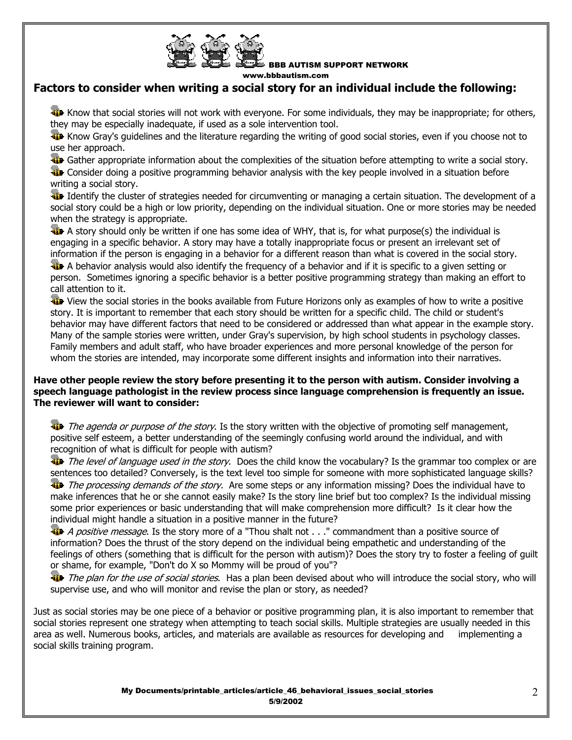## Factors to consider when writing a social story for an individual include the following:

- Know that social stories will not work with everyone. For some individuals, they may be inappropriate; for others, they may be especially inadequate, if used as a sole intervention tool.
- Know Gray's guidelines and the literature regarding the writing of good social stories, even if you choose not to use her approach.
- Gather appropriate information about the complexities of the situation before attempting to write a social story.
- Consider doing a positive programming behavior analysis with the key people involved in a situation before writing a social story.
- Identify the cluster of strategies needed for circumventing or managing a certain situation. The development of a social story could be a high or low priority, depending on the individual situation. One or more stories may be needed when the strategy is appropriate.
- A story should only be written if one has some idea of WHY, that is, for what purpose(s) the individual is engaging in a specific behavior. A story may have a totally inappropriate focus or present an irrelevant set of information if the person is engaging in a behavior for a different reason than what is covered in the social story.
- A behavior analysis would also identify the frequency of a behavior and if it is specific to a given setting or person. Sometimes ignoring a specific behavior is a better positive programming strategy than making an effort to call attention to it.
- View the social stories in the books available from Future Horizons only as examples of how to write a positive story. It is important to remember that each story should be written for a specific child. The child or student's behavior may have different factors that need to be considered or addressed than what appear in the example story. Many of the sample stories were written, under Gray's supervision, by high school students in psychology classes. Family members and adult staff, who have broader experiences and more personal knowledge of the person for whom the stories are intended, may incorporate some different insights and information into their narratives.

**Have other people review the story before presenting it to the person with autism. Consider involving a speech language pathologist in the review process since language comprehension is frequently an issue. The reviewer will want to consider:**

- *The agenda or purpose of the story*. Is the story written with the objective of promoting self management, positive self esteem, a better understanding of the seemingly confusing world around the individual, and with recognition of what is difficult for people with autism?
- *The level of language used in the story*. Does the child know the vocabulary? Is the grammar too complex or are sentences too detailed? Conversely, is the text level too simple for someone with more sophisticated language skills?
- *The processing demands of the story.* Are some steps or any information missing? Does the individual have to make inferences that he or she cannot easily make? Is the story line brief but too complex? Is the individual missing some prior experiences or basic understanding that will make comprehension more difficult? Is it clear how the individual might handle a situation in a positive manner in the future?
- *A positive message*. Is the story more of a "Thou shalt not . . ." commandment than a positive source of information? Does the thrust of the story depend on the individual being empathetic and understanding of the feelings of others (something that is difficult for the person with autism)? Does the story try to foster a feeling of guilt or shame, for example, "Don't do X so Mommy will be proud of you"?
- *The plan for the use of social stories*. Has a plan been devised about who will introduce the social story, who will supervise use, and who will monitor and revise the plan or story, as needed?

Just as social stories may be one piece of a behavior or positive programming plan, it is also important to remember that social stories represent one strategy when attempting to teach social skills. Multiple strategies are usually needed in this area as well. Numerous books, articles, and materials are available as resources for developing and implementing a social skills training program.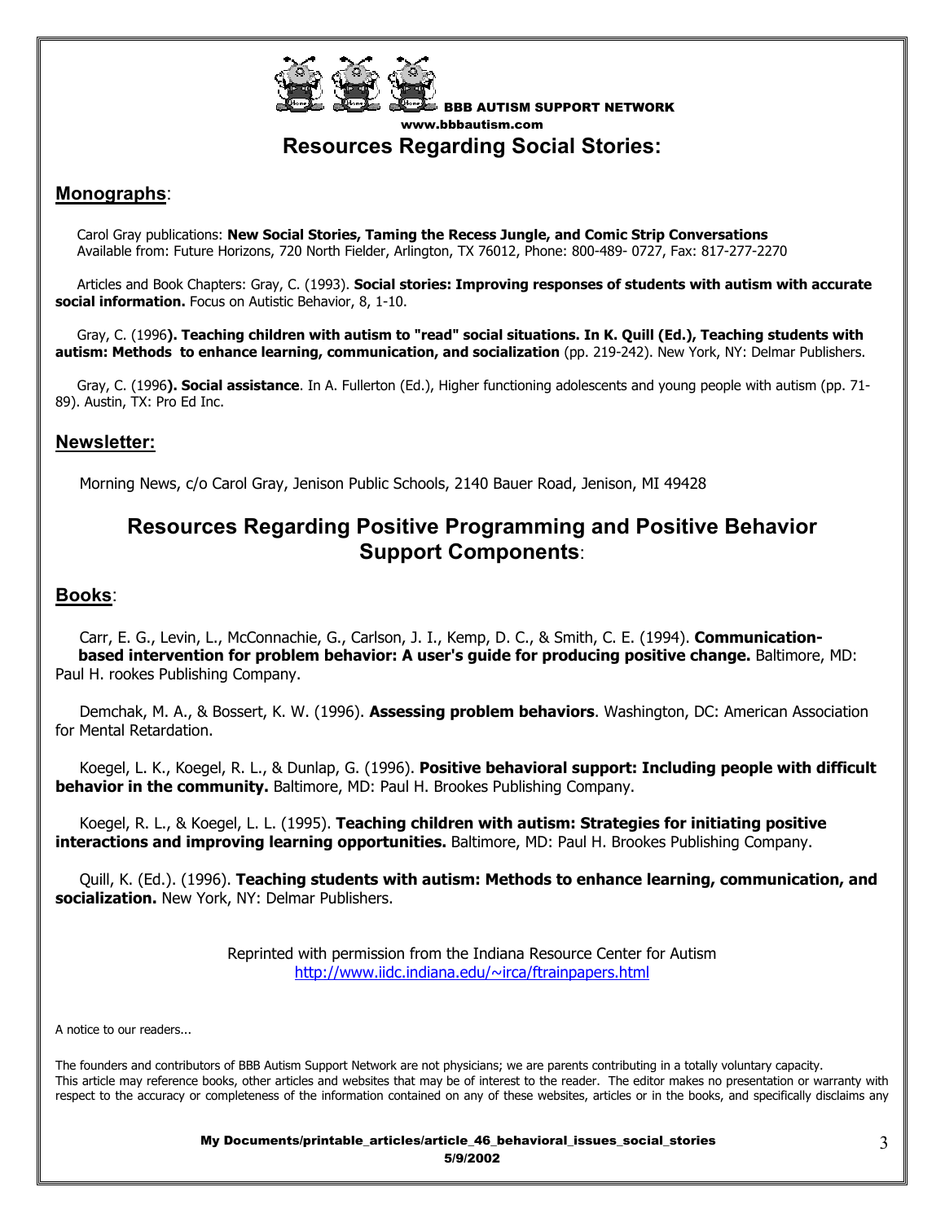BBB AUTISM SUPPORT NETWORK
www.bbbautism.com

# Resources Regarding Social Stories:

## Monographs:

Carol Gray publications: **New Social Stories, Taming the Recess Jungle, and Comic Strip Conversations**
Available from: Future Horizons, 720 North Fielder, Arlington, TX 76012, Phone: 800-489- 0727, Fax: 817-277-2270

Articles and Book Chapters: Gray, C. (1993). **Social stories: Improving responses of students with autism with accurate social information.** Focus on Autistic Behavior, 8, 1-10.

Gray, C. (1996**). Teaching children with autism to "read" social situations. In K. Quill (Ed.), Teaching students with autism: Methods to enhance learning, communication, and socialization** (pp. 219-242). New York, NY: Delmar Publishers.

Gray, C. (1996**). Social assistance**. In A. Fullerton (Ed.), Higher functioning adolescents and young people with autism (pp. 71-89). Austin, TX: Pro Ed Inc.

## Newsletter:

Morning News, c/o Carol Gray, Jenison Public Schools, 2140 Bauer Road, Jenison, MI 49428

# Resources Regarding Positive Programming and Positive Behavior Support Components:

## Books:

Carr, E. G., Levin, L., McConnachie, G., Carlson, J. I., Kemp, D. C., & Smith, C. E. (1994). **Communication-based intervention for problem behavior: A user's guide for producing positive change.** Baltimore, MD: Paul H. rookes Publishing Company.

Demchak, M. A., & Bossert, K. W. (1996). **Assessing problem behaviors**. Washington, DC: American Association for Mental Retardation.

Koegel, L. K., Koegel, R. L., & Dunlap, G. (1996). **Positive behavioral support: Including people with difficult behavior in the community.** Baltimore, MD: Paul H. Brookes Publishing Company.

Koegel, R. L., & Koegel, L. L. (1995). **Teaching children with autism: Strategies for initiating positive interactions and improving learning opportunities.** Baltimore, MD: Paul H. Brookes Publishing Company.

Quill, K. (Ed.). (1996). **Teaching students with autism: Methods to enhance learning, communication, and socialization.** New York, NY: Delmar Publishers.

Reprinted with permission from the Indiana Resource Center for Autism
http://www.iidc.indiana.edu/~irca/ftrainpapers.html

A notice to our readers...

The founders and contributors of BBB Autism Support Network are not physicians; we are parents contributing in a totally voluntary capacity. This article may reference books, other articles and websites that may be of interest to the reader. The editor makes no presentation or warranty with respect to the accuracy or completeness of the information contained on any of these websites, articles or in the books, and specifically disclaims any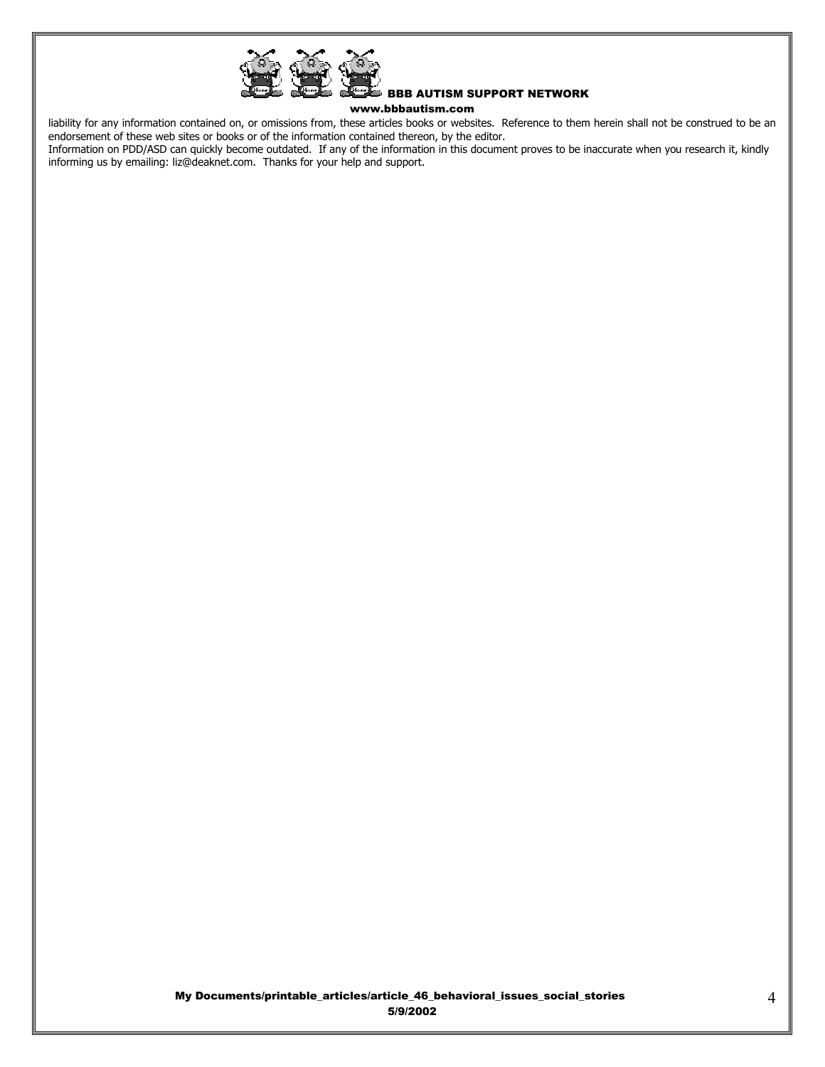liability for any information contained on, or omissions from, these articles books or websites. Reference to them herein shall not be construed to be an endorsement of these web sites or books or of the information contained thereon, by the editor.

Information on PDD/ASD can quickly become outdated. If any of the information in this document proves to be inaccurate when you research it, kindly informing us by emailing: liz@deaknet.com. Thanks for your help and support.